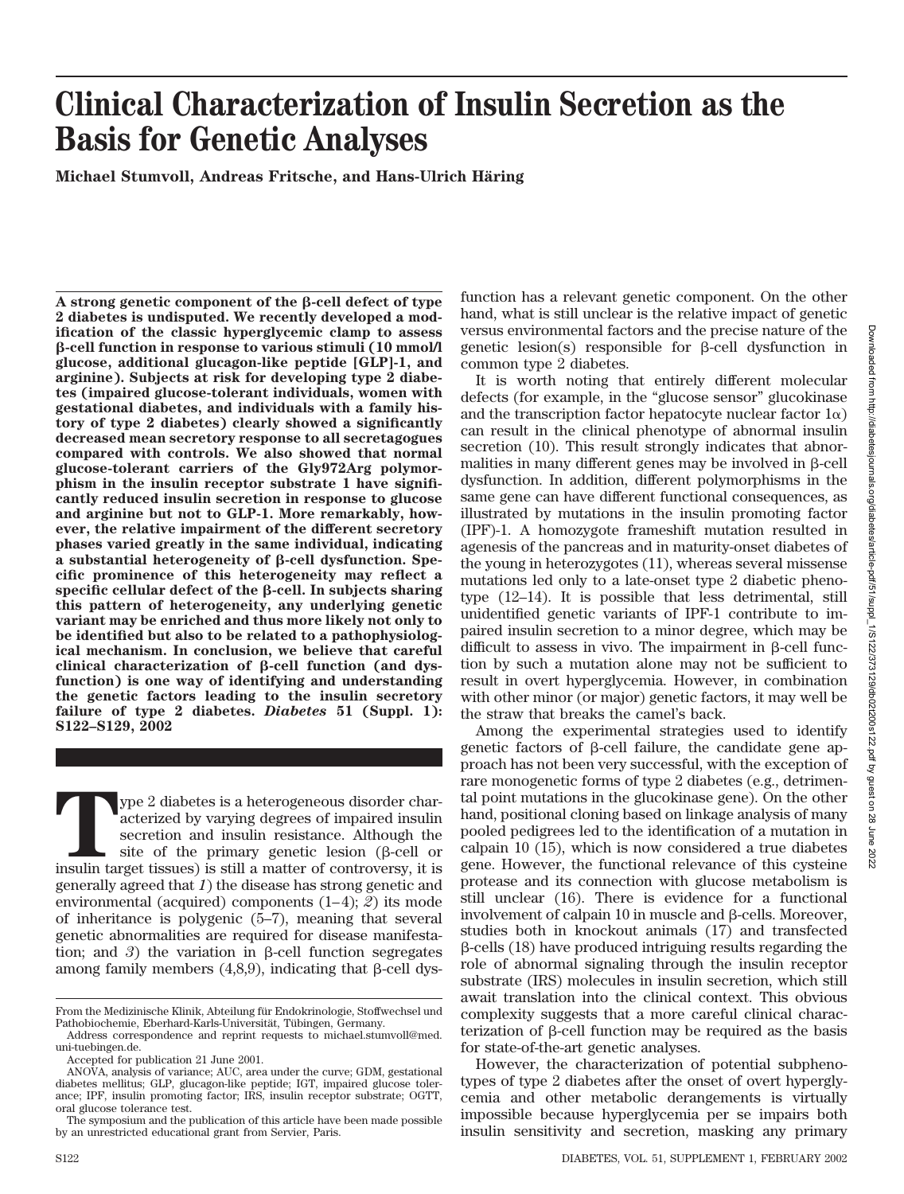# Clinical Characterization of Insulin Secretion as the Basis for Genetic Analyses

**Michael Stumvoll, Andreas Fritsche, and Hans-Ulrich Häring**

**A strong genetic component of the β-cell defect of type 2 diabetes is undisputed. We recently developed a modification of the classic hyperglycemic clamp to assess β-cell function in response to various stimuli (10 mmol/l glucose, additional glucagon-like peptide [GLP]-1, and arginine). Subjects at risk for developing type 2 diabetes (impaired glucose-tolerant individuals, women with gestational diabetes, and individuals with a family history of type 2 diabetes) clearly showed a significantly decreased mean secretory response to all secretagogues compared with controls. We also showed that normal glucose-tolerant carriers of the Gly972Arg polymorphism in the insulin receptor substrate 1 have significantly reduced insulin secretion in response to glucose and arginine but not to GLP-1. More remarkably, however, the relative impairment of the different secretory phases varied greatly in the same individual, indicating a substantial heterogeneity of β-cell dysfunction. Specific prominence of this heterogeneity may reflect a specific cellular defect of the β-cell. In subjects sharing this pattern of heterogeneity, any underlying genetic variant may be enriched and thus more likely not only to be identified but also to be related to a pathophysiological mechanism. In conclusion, we believe that careful clinical characterization of β-cell function (and dysfunction) is one way of identifying and understanding the genetic factors leading to the insulin secretory failure of type 2 diabetes.** ***Diabetes*** **51 (Suppl. 1): S122–S129, 2002**

Type 2 diabetes is a heterogeneous disorder characterized by varying degrees of impaired insulin secretion and insulin resistance. Although the site of the primary genetic lesion (β-cell or insulin target tissues) is still a matter of controversy, it is generally agreed that *1*) the disease has strong genetic and environmental (acquired) components (1–4); *2*) its mode of inheritance is polygenic (5–7), meaning that several genetic abnormalities are required for disease manifestation; and *3*) the variation in β-cell function segregates among family members (4,8,9), indicating that β-cell dysfunction has a relevant genetic component. On the other hand, what is still unclear is the relative impact of genetic versus environmental factors and the precise nature of the genetic lesion(s) responsible for β-cell dysfunction in common type 2 diabetes.

It is worth noting that entirely different molecular defects (for example, in the "glucose sensor" glucokinase and the transcription factor hepatocyte nuclear factor 1α) can result in the clinical phenotype of abnormal insulin secretion (10). This result strongly indicates that abnormalities in many different genes may be involved in β-cell dysfunction. In addition, different polymorphisms in the same gene can have different functional consequences, as illustrated by mutations in the insulin promoting factor (IPF)-1. A homozygote frameshift mutation resulted in agenesis of the pancreas and in maturity-onset diabetes of the young in heterozygotes (11), whereas several missense mutations led only to a late-onset type 2 diabetic phenotype (12–14). It is possible that less detrimental, still unidentified genetic variants of IPF-1 contribute to impaired insulin secretion to a minor degree, which may be difficult to assess in vivo. The impairment in β-cell function by such a mutation alone may not be sufficient to result in overt hyperglycemia. However, in combination with other minor (or major) genetic factors, it may well be the straw that breaks the camel's back.

Among the experimental strategies used to identify genetic factors of β-cell failure, the candidate gene approach has not been very successful, with the exception of rare monogenetic forms of type 2 diabetes (e.g., detrimental point mutations in the glucokinase gene). On the other hand, positional cloning based on linkage analysis of many pooled pedigrees led to the identification of a mutation in calpain 10 (15), which is now considered a true diabetes gene. However, the functional relevance of this cysteine protease and its connection with glucose metabolism is still unclear (16). There is evidence for a functional involvement of calpain 10 in muscle and β-cells. Moreover, studies both in knockout animals (17) and transfected β-cells (18) have produced intriguing results regarding the role of abnormal signaling through the insulin receptor substrate (IRS) molecules in insulin secretion, which still await translation into the clinical context. This obvious complexity suggests that a more careful clinical characterization of β-cell function may be required as the basis for state-of-the-art genetic analyses.

However, the characterization of potential subphenotypes of type 2 diabetes after the onset of overt hyperglycemia and other metabolic derangements is virtually impossible because hyperglycemia per se impairs both insulin sensitivity and secretion, masking any primary

From the Medizinische Klinik, Abteilung für Endokrinologie, Stoffwechsel und Pathobiochemie, Eberhard-Karls-Universität, Tübingen, Germany.

Address correspondence and reprint requests to michael.stumvoll@med.uni-tuebingen.de.

Accepted for publication 21 June 2001.

ANOVA, analysis of variance; AUC, area under the curve; GDM, gestational diabetes mellitus; GLP, glucagon-like peptide; IGT, impaired glucose tolerance; IPF, insulin promoting factor; IRS, insulin receptor substrate; OGTT, oral glucose tolerance test.

The symposium and the publication of this article have been made possible by an unrestricted educational grant from Servier, Paris.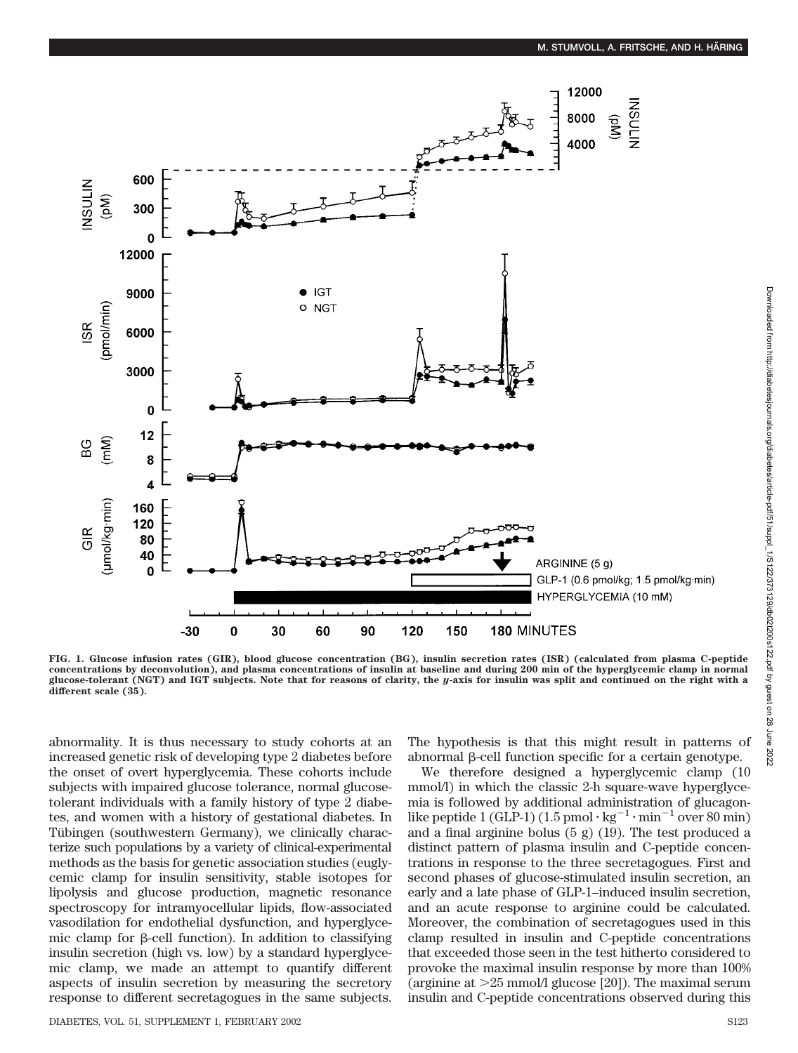FIG. 1. Glucose infusion rates (GIR), blood glucose concentration (BG), insulin secretion rates (ISR) (calculated from plasma C-peptide concentrations by deconvolution), and plasma concentrations of insulin at baseline and during 200 min of the hyperglycemic clamp in normal glucose-tolerant (NGT) and IGT subjects. Note that for reasons of clarity, the *y*-axis for insulin was split and continued on the right with a different scale (35).

abnormality. It is thus necessary to study cohorts at an increased genetic risk of developing type 2 diabetes before the onset of overt hyperglycemia. These cohorts include subjects with impaired glucose tolerance, normal glucose-tolerant individuals with a family history of type 2 diabetes, and women with a history of gestational diabetes. In Tübingen (southwestern Germany), we clinically characterize such populations by a variety of clinical-experimental methods as the basis for genetic association studies (euglycemic clamp for insulin sensitivity, stable isotopes for lipolysis and glucose production, magnetic resonance spectroscopy for intramyocellular lipids, flow-associated vasodilation for endothelial dysfunction, and hyperglycemic clamp for β-cell function). In addition to classifying insulin secretion (high vs. low) by a standard hyperglycemic clamp, we made an attempt to quantify different aspects of insulin secretion by measuring the secretory response to different secretagogues in the same subjects. The hypothesis is that this might result in patterns of abnormal β-cell function specific for a certain genotype.

We therefore designed a hyperglycemic clamp (10 mmol/l) in which the classic 2-h square-wave hyperglycemia is followed by additional administration of glucagon-like peptide 1 (GLP-1) ($1.5\ \text{pmol} \cdot \text{kg}^{-1} \cdot \text{min}^{-1}$ over 80 min) and a final arginine bolus (5 g) (19). The test produced a distinct pattern of plasma insulin and C-peptide concentrations in response to the three secretagogues. First and second phases of glucose-stimulated insulin secretion, an early and a late phase of GLP-1–induced insulin secretion, and an acute response to arginine could be calculated. Moreover, the combination of secretagogues used in this clamp resulted in insulin and C-peptide concentrations that exceeded those seen in the test hitherto considered to provoke the maximal insulin response by more than 100% (arginine at >25 mmol/l glucose [20]). The maximal serum insulin and C-peptide concentrations observed during this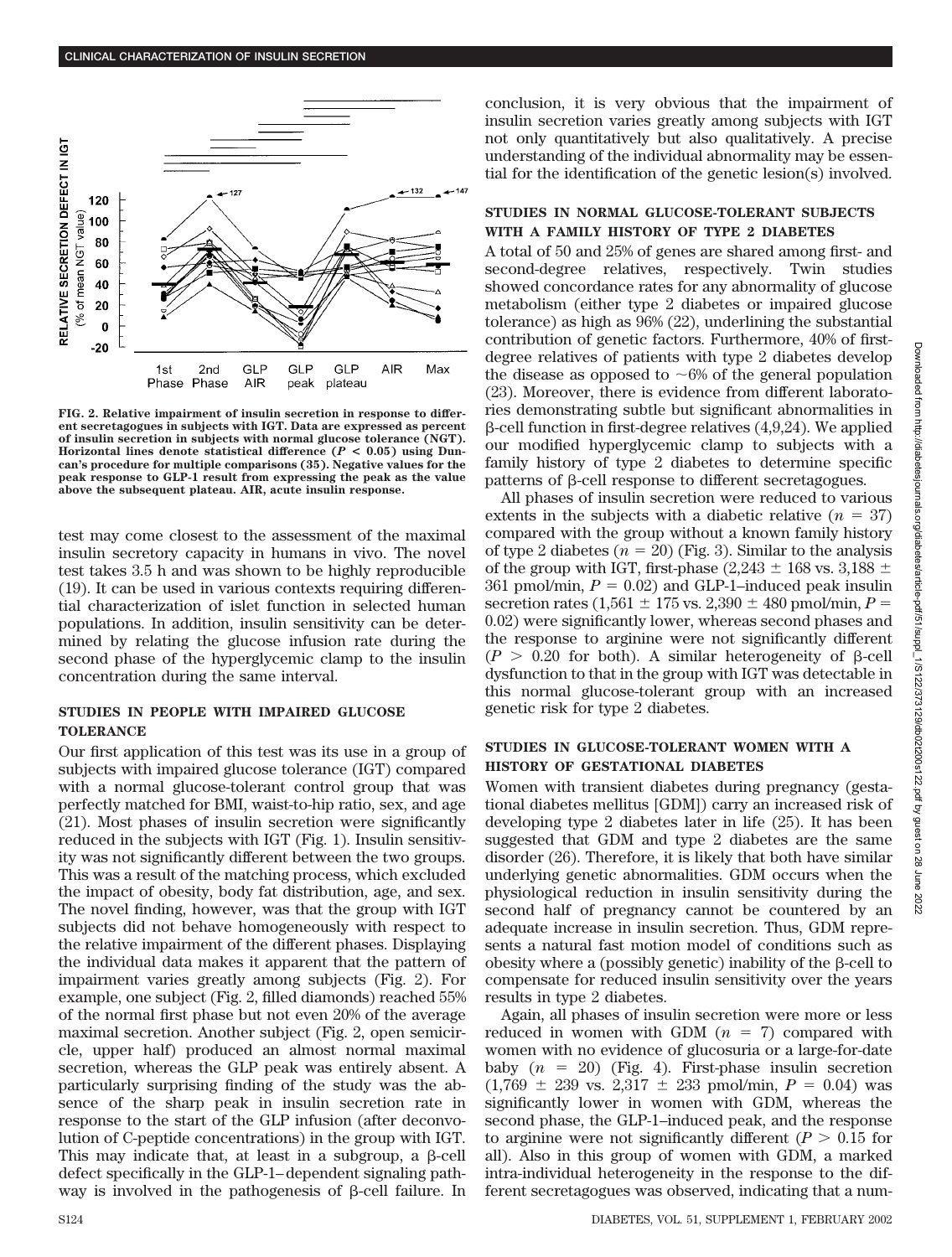FIG. 2. Relative impairment of insulin secretion in response to different secretagogues in subjects with IGT. Data are expressed as percent of insulin secretion in subjects with normal glucose tolerance (NGT). Horizontal lines denote statistical difference ($P < 0.05$) using Duncan's procedure for multiple comparisons (35). Negative values for the peak response to GLP-1 result from expressing the peak as the value above the subsequent plateau. AIR, acute insulin response.

test may come closest to the assessment of the maximal insulin secretory capacity in humans in vivo. The novel test takes 3.5 h and was shown to be highly reproducible (19). It can be used in various contexts requiring differential characterization of islet function in selected human populations. In addition, insulin sensitivity can be determined by relating the glucose infusion rate during the second phase of the hyperglycemic clamp to the insulin concentration during the same interval.

## STUDIES IN PEOPLE WITH IMPAIRED GLUCOSE TOLERANCE

Our first application of this test was its use in a group of subjects with impaired glucose tolerance (IGT) compared with a normal glucose-tolerant control group that was perfectly matched for BMI, waist-to-hip ratio, sex, and age (21). Most phases of insulin secretion were significantly reduced in the subjects with IGT (Fig. 1). Insulin sensitivity was not significantly different between the two groups. This was a result of the matching process, which excluded the impact of obesity, body fat distribution, age, and sex. The novel finding, however, was that the group with IGT subjects did not behave homogeneously with respect to the relative impairment of the different phases. Displaying the individual data makes it apparent that the pattern of impairment varies greatly among subjects (Fig. 2). For example, one subject (Fig. 2, filled diamonds) reached 55% of the normal first phase but not even 20% of the average maximal secretion. Another subject (Fig. 2, open semicircle, upper half) produced an almost normal maximal secretion, whereas the GLP peak was entirely absent. A particularly surprising finding of the study was the absence of the sharp peak in insulin secretion rate in response to the start of the GLP infusion (after deconvolution of C-peptide concentrations) in the group with IGT. This may indicate that, at least in a subgroup, a β-cell defect specifically in the GLP-1–dependent signaling pathway is involved in the pathogenesis of β-cell failure. In conclusion, it is very obvious that the impairment of insulin secretion varies greatly among subjects with IGT not only quantitatively but also qualitatively. A precise understanding of the individual abnormality may be essential for the identification of the genetic lesion(s) involved.

## STUDIES IN NORMAL GLUCOSE-TOLERANT SUBJECTS WITH A FAMILY HISTORY OF TYPE 2 DIABETES

A total of 50 and 25% of genes are shared among first- and second-degree relatives, respectively. Twin studies showed concordance rates for any abnormality of glucose metabolism (either type 2 diabetes or impaired glucose tolerance) as high as 96% (22), underlining the substantial contribution of genetic factors. Furthermore, 40% of first-degree relatives of patients with type 2 diabetes develop the disease as opposed to ~6% of the general population (23). Moreover, there is evidence from different laboratories demonstrating subtle but significant abnormalities in β-cell function in first-degree relatives (4,9,24). We applied our modified hyperglycemic clamp to subjects with a family history of type 2 diabetes to determine specific patterns of β-cell response to different secretagogues.

All phases of insulin secretion were reduced to various extents in the subjects with a diabetic relative ($n = 37$) compared with the group without a known family history of type 2 diabetes ($n = 20$) (Fig. 3). Similar to the analysis of the group with IGT, first-phase ($2{,}243 \pm 168$ vs. $3{,}188 \pm 361$ pmol/min, $P = 0.02$) and GLP-1–induced peak insulin secretion rates ($1{,}561 \pm 175$ vs. $2{,}390 \pm 480$ pmol/min, $P = 0.02$) were significantly lower, whereas second phases and the response to arginine were not significantly different ($P > 0.20$ for both). A similar heterogeneity of β-cell dysfunction to that in the group with IGT was detectable in this normal glucose-tolerant group with an increased genetic risk for type 2 diabetes.

## STUDIES IN GLUCOSE-TOLERANT WOMEN WITH A HISTORY OF GESTATIONAL DIABETES

Women with transient diabetes during pregnancy (gestational diabetes mellitus [GDM]) carry an increased risk of developing type 2 diabetes later in life (25). It has been suggested that GDM and type 2 diabetes are the same disorder (26). Therefore, it is likely that both have similar underlying genetic abnormalities. GDM occurs when the physiological reduction in insulin sensitivity during the second half of pregnancy cannot be countered by an adequate increase in insulin secretion. Thus, GDM represents a natural fast motion model of conditions such as obesity where a (possibly genetic) inability of the β-cell to compensate for reduced insulin sensitivity over the years results in type 2 diabetes.

Again, all phases of insulin secretion were more or less reduced in women with GDM ($n = 7$) compared with women with no evidence of glucosuria or a large-for-date baby ($n = 20$) (Fig. 4). First-phase insulin secretion ($1{,}769 \pm 239$ vs. $2{,}317 \pm 233$ pmol/min, $P = 0.04$) was significantly lower in women with GDM, whereas the second phase, the GLP-1–induced peak, and the response to arginine were not significantly different ($P > 0.15$ for all). Also in this group of women with GDM, a marked intra-individual heterogeneity in the response to the different secretagogues was observed, indicating that a num-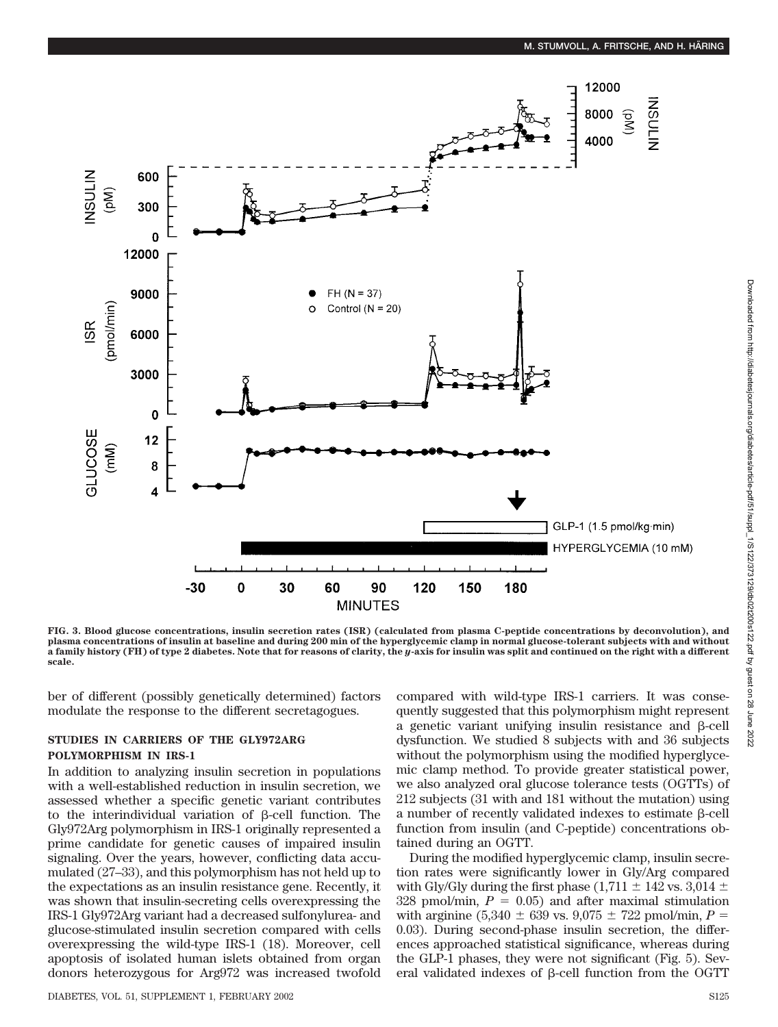**FIG. 3. Blood glucose concentrations, insulin secretion rates (ISR) (calculated from plasma C-peptide concentrations by deconvolution), and plasma concentrations of insulin at baseline and during 200 min of the hyperglycemic clamp in normal glucose-tolerant subjects with and without a family history (FH) of type 2 diabetes. Note that for reasons of clarity, the *y*-axis for insulin was split and continued on the right with a different scale.**

ber of different (possibly genetically determined) factors modulate the response to the different secretagogues.

## STUDIES IN CARRIERS OF THE GLY972ARG POLYMORPHISM IN IRS-1

In addition to analyzing insulin secretion in populations with a well-established reduction in insulin secretion, we assessed whether a specific genetic variant contributes to the interindividual variation of β-cell function. The Gly972Arg polymorphism in IRS-1 originally represented a prime candidate for genetic causes of impaired insulin signaling. Over the years, however, conflicting data accumulated (27–33), and this polymorphism has not held up to the expectations as an insulin resistance gene. Recently, it was shown that insulin-secreting cells overexpressing the IRS-1 Gly972Arg variant had a decreased sulfonylurea- and glucose-stimulated insulin secretion compared with cells overexpressing the wild-type IRS-1 (18). Moreover, cell apoptosis of isolated human islets obtained from organ donors heterozygous for Arg972 was increased twofold compared with wild-type IRS-1 carriers. It was consequently suggested that this polymorphism might represent a genetic variant unifying insulin resistance and β-cell dysfunction. We studied 8 subjects with and 36 subjects without the polymorphism using the modified hyperglycemic clamp method. To provide greater statistical power, we also analyzed oral glucose tolerance tests (OGTTs) of 212 subjects (31 with and 181 without the mutation) using a number of recently validated indexes to estimate β-cell function from insulin (and C-peptide) concentrations obtained during an OGTT.

During the modified hyperglycemic clamp, insulin secretion rates were significantly lower in Gly/Arg compared with Gly/Gly during the first phase (1,711 ± 142 vs. 3,014 ± 328 pmol/min, $P = 0.05$) and after maximal stimulation with arginine (5,340 ± 639 vs. 9,075 ± 722 pmol/min, $P = 0.03$). During second-phase insulin secretion, the differences approached statistical significance, whereas during the GLP-1 phases, they were not significant (Fig. 5). Several validated indexes of β-cell function from the OGTT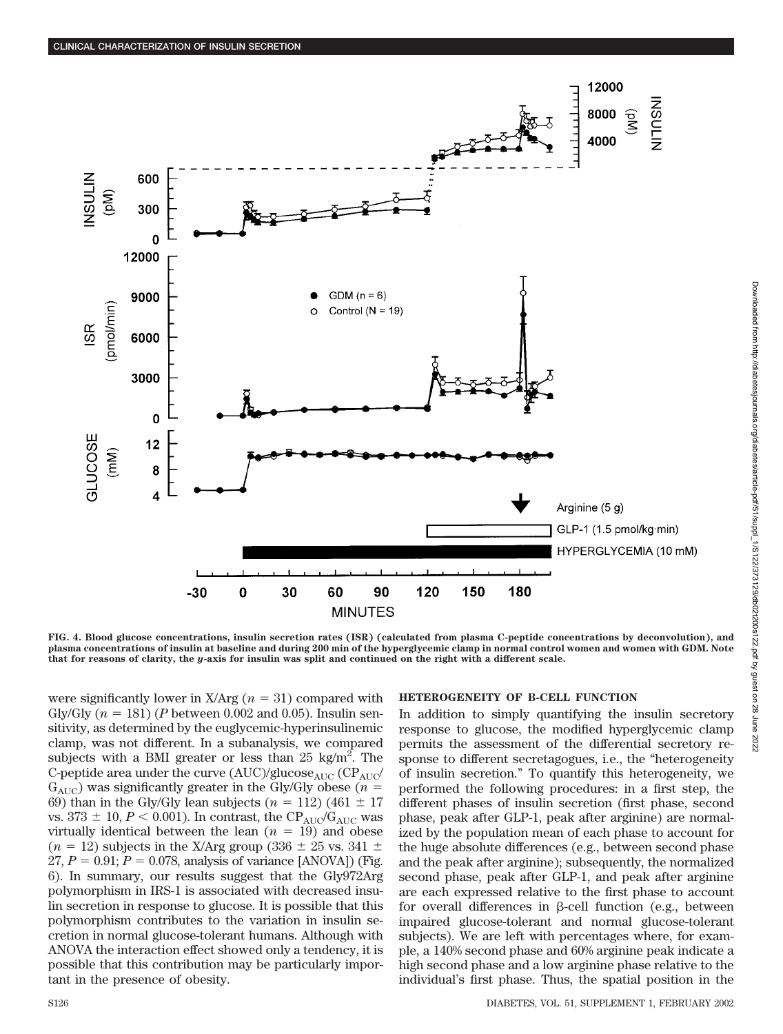FIG. 4. Blood glucose concentrations, insulin secretion rates (ISR) (calculated from plasma C-peptide concentrations by deconvolution), and plasma concentrations of insulin at baseline and during 200 min of the hyperglycemic clamp in normal control women and women with GDM. Note that for reasons of clarity, the *y*-axis for insulin was split and continued on the right with a different scale.

were significantly lower in X/Arg ($n = 31$) compared with Gly/Gly ($n = 181$) ($P$ between 0.002 and 0.05). Insulin sensitivity, as determined by the euglycemic-hyperinsulinemic clamp, was not different. In a subanalysis, we compared subjects with a BMI greater or less than 25 kg/m$^2$. The C-peptide area under the curve (AUC)/glucose$_{AUC}$ ($CP_{AUC}/G_{AUC}$) was significantly greater in the Gly/Gly obese ($n = 69$) than in the Gly/Gly lean subjects ($n = 112$) (461 ± 17 vs. 373 ± 10, $P < 0.001$). In contrast, the $CP_{AUC}/G_{AUC}$ was virtually identical between the lean ($n = 19$) and obese ($n = 12$) subjects in the X/Arg group (336 ± 25 vs. 341 ± 27, $P = 0.91$; $P = 0.078$, analysis of variance [ANOVA]) (Fig. 6). In summary, our results suggest that the Gly972Arg polymorphism in IRS-1 is associated with decreased insulin secretion in response to glucose. It is possible that this polymorphism contributes to the variation in insulin secretion in normal glucose-tolerant humans. Although with ANOVA the interaction effect showed only a tendency, it is possible that this contribution may be particularly important in the presence of obesity.

## HETEROGENEITY OF B-CELL FUNCTION

In addition to simply quantifying the insulin secretory response to glucose, the modified hyperglycemic clamp permits the assessment of the differential secretory response to different secretagogues, i.e., the "heterogeneity of insulin secretion." To quantify this heterogeneity, we performed the following procedures: in a first step, the different phases of insulin secretion (first phase, second phase, peak after GLP-1, peak after arginine) are normalized by the population mean of each phase to account for the huge absolute differences (e.g., between second phase and the peak after arginine); subsequently, the normalized second phase, peak after GLP-1, and peak after arginine are each expressed relative to the first phase to account for overall differences in β-cell function (e.g., between impaired glucose-tolerant and normal glucose-tolerant subjects). We are left with percentages where, for example, a 140% second phase and 60% arginine peak indicate a high second phase and a low arginine phase relative to the individual's first phase. Thus, the spatial position in the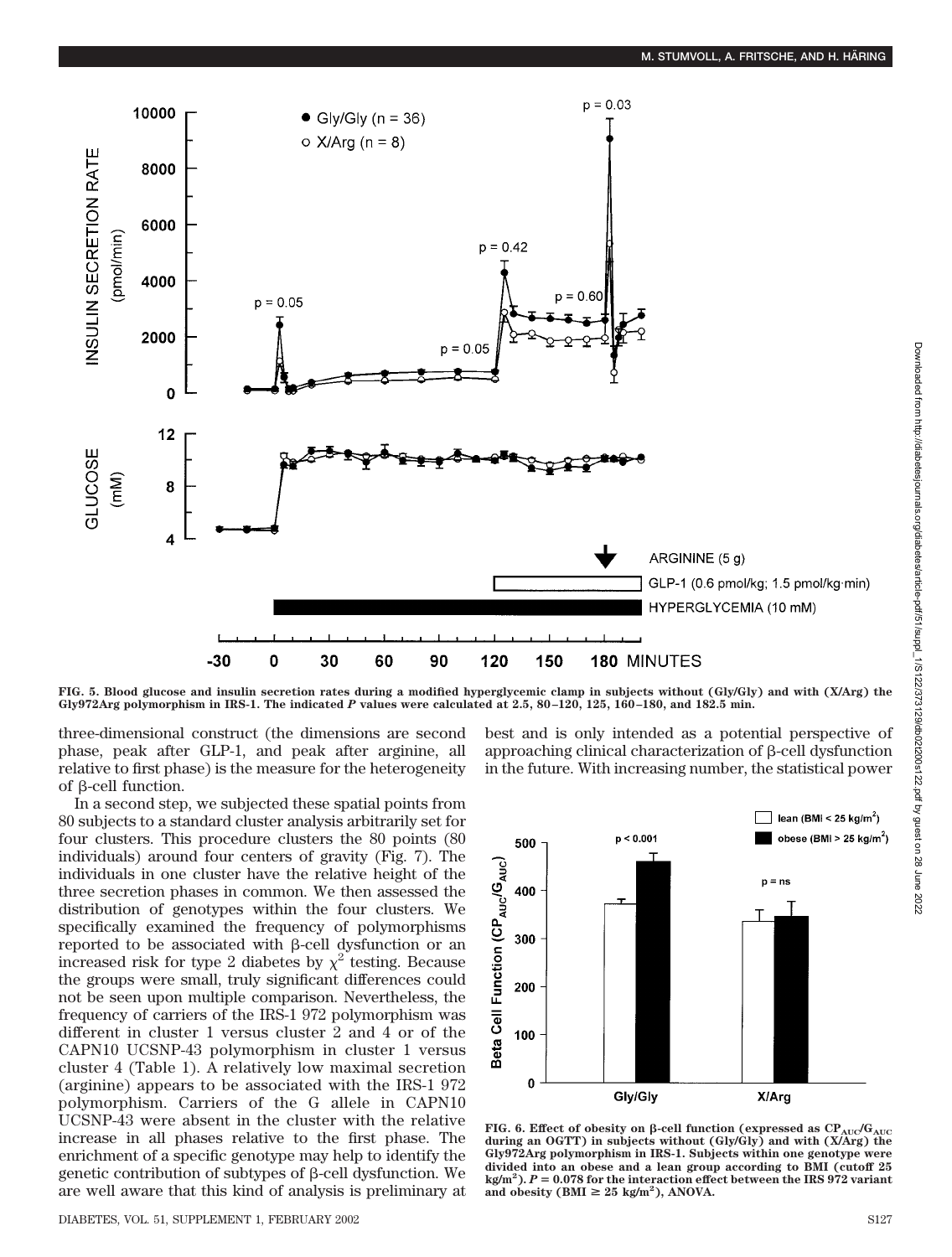FIG. 5. Blood glucose and insulin secretion rates during a modified hyperglycemic clamp in subjects without (Gly/Gly) and with (X/Arg) the Gly972Arg polymorphism in IRS-1. The indicated *P* values were calculated at 2.5, 80–120, 125, 160–180, and 182.5 min.

three-dimensional construct (the dimensions are second phase, peak after GLP-1, and peak after arginine, all relative to first phase) is the measure for the heterogeneity of β-cell function.

In a second step, we subjected these spatial points from 80 subjects to a standard cluster analysis arbitrarily set for four clusters. This procedure clusters the 80 points (80 individuals) around four centers of gravity (Fig. 7). The individuals in one cluster have the relative height of the three secretion phases in common. We then assessed the distribution of genotypes within the four clusters. We specifically examined the frequency of polymorphisms reported to be associated with β-cell dysfunction or an increased risk for type 2 diabetes by $\chi^2$ testing. Because the groups were small, truly significant differences could not be seen upon multiple comparison. Nevertheless, the frequency of carriers of the IRS-1 972 polymorphism was different in cluster 1 versus cluster 2 and 4 or of the CAPN10 UCSNP-43 polymorphism in cluster 1 versus cluster 4 (Table 1). A relatively low maximal secretion (arginine) appears to be associated with the IRS-1 972 polymorphism. Carriers of the G allele in CAPN10 UCSNP-43 were absent in the cluster with the relative increase in all phases relative to the first phase. The enrichment of a specific genotype may help to identify the genetic contribution of subtypes of β-cell dysfunction. We are well aware that this kind of analysis is preliminary at best and is only intended as a potential perspective of approaching clinical characterization of β-cell dysfunction in the future. With increasing number, the statistical power

FIG. 6. Effect of obesity on β-cell function (expressed as $CP_{AUC}/G_{AUC}$ during an OGTT) in subjects without (Gly/Gly) and with (X/Arg) the Gly972Arg polymorphism in IRS-1. Subjects within one genotype were divided into an obese and a lean group according to BMI (cutoff 25 kg/m$^2$). $P = 0.078$ for the interaction effect between the IRS 972 variant and obesity (BMI ≥ 25 kg/m$^2$), ANOVA.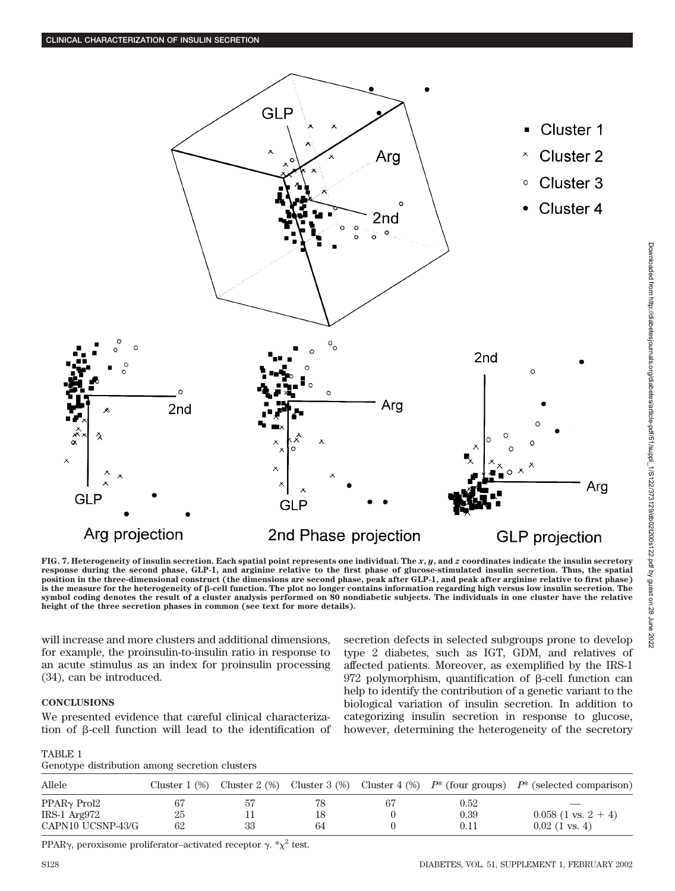FIG. 7. Heterogeneity of insulin secretion. Each spatial point represents one individual. The $x$, $y$, and $z$ coordinates indicate the insulin secretory response during the second phase, GLP-1, and arginine relative to the first phase of glucose-stimulated insulin secretion. Thus, the spatial position in the three-dimensional construct (the dimensions are second phase, peak after GLP-1, and peak after arginine relative to first phase) is the measure for the heterogeneity of β-cell function. The plot no longer contains information regarding high versus low insulin secretion. The symbol coding denotes the result of a cluster analysis performed on 80 nondiabetic subjects. The individuals in one cluster have the relative height of the three secretion phases in common (see text for more details).

will increase and more clusters and additional dimensions, for example, the proinsulin-to-insulin ratio in response to an acute stimulus as an index for proinsulin processing (34), can be introduced.

## CONCLUSIONS

We presented evidence that careful clinical characterization of β-cell function will lead to the identification of secretion defects in selected subgroups prone to develop type 2 diabetes, such as IGT, GDM, and relatives of affected patients. Moreover, as exemplified by the IRS-1 972 polymorphism, quantification of β-cell function can help to identify the contribution of a genetic variant to the biological variation of insulin secretion. In addition to categorizing insulin secretion in response to glucose, however, determining the heterogeneity of the secretory

TABLE 1
Genotype distribution among secretion clusters

| Allele | Cluster 1 (%) | Cluster 2 (%) | Cluster 3 (%) | Cluster 4 (%) | $P$* (four groups) | $P$* (selected comparison) |
|---|---|---|---|---|---|---|
| PPARγ Prol2 | 67 | 57 | 78 | 67 | 0.52 | — |
| IRS-1 Arg972 | 25 | 11 | 18 | 0 | 0.39 | 0.058 (1 vs. 2 + 4) |
| CAPN10 UCSNP-43/G | 62 | 33 | 64 | 0 | 0.11 | 0.02 (1 vs. 4) |

PPARγ, peroxisome proliferator–activated receptor γ. *$\chi^2$ test.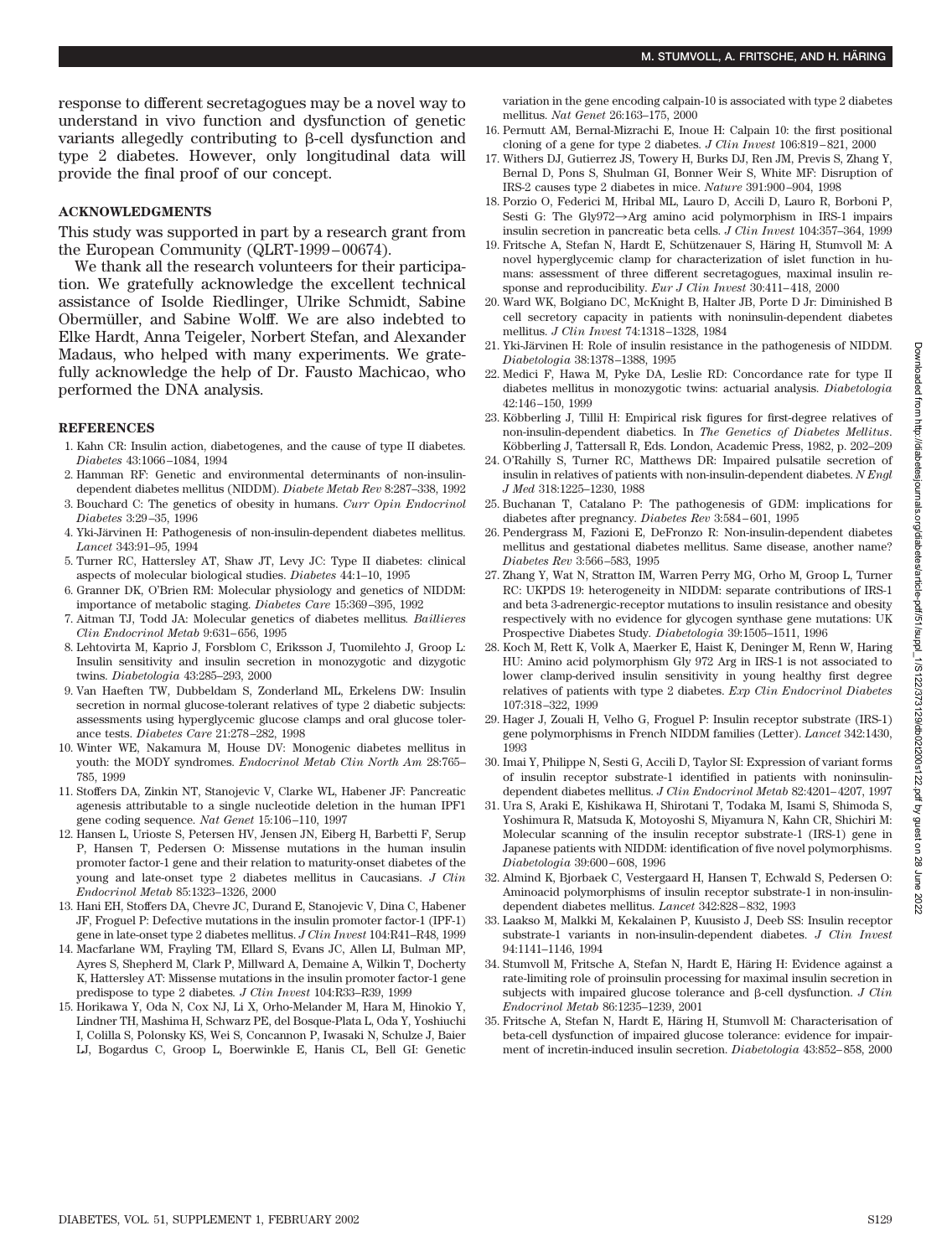response to different secretagogues may be a novel way to understand in vivo function and dysfunction of genetic variants allegedly contributing to β-cell dysfunction and type 2 diabetes. However, only longitudinal data will provide the final proof of our concept.

## ACKNOWLEDGMENTS

This study was supported in part by a research grant from the European Community (QLRT-1999–00674).

We thank all the research volunteers for their participation. We gratefully acknowledge the excellent technical assistance of Isolde Riedlinger, Ulrike Schmidt, Sabine Obermüller, and Sabine Wolff. We are also indebted to Elke Hardt, Anna Teigeler, Norbert Stefan, and Alexander Madaus, who helped with many experiments. We gratefully acknowledge the help of Dr. Fausto Machicao, who performed the DNA analysis.

## REFERENCES

1. Kahn CR: Insulin action, diabetogenes, and the cause of type II diabetes. *Diabetes* 43:1066–1084, 1994
2. Hamman RF: Genetic and environmental determinants of non-insulin-dependent diabetes mellitus (NIDDM). *Diabete Metab Rev* 8:287–338, 1992
3. Bouchard C: The genetics of obesity in humans. *Curr Opin Endocrinol Diabetes* 3:29–35, 1996
4. Yki-Järvinen H: Pathogenesis of non-insulin-dependent diabetes mellitus. *Lancet* 343:91–95, 1994
5. Turner RC, Hattersley AT, Shaw JT, Levy JC: Type II diabetes: clinical aspects of molecular biological studies. *Diabetes* 44:1–10, 1995
6. Granner DK, O'Brien RM: Molecular physiology and genetics of NIDDM: importance of metabolic staging. *Diabetes Care* 15:369–395, 1992
7. Aitman TJ, Todd JA: Molecular genetics of diabetes mellitus. *Baillieres Clin Endocrinol Metab* 9:631–656, 1995
8. Lehtovirta M, Kaprio J, Forsblom C, Eriksson J, Tuomilehto J, Groop L: Insulin sensitivity and insulin secretion in monozygotic and dizygotic twins. *Diabetologia* 43:285–293, 2000
9. Van Haeften TW, Dubbeldam S, Zonderland ML, Erkelens DW: Insulin secretion in normal glucose-tolerant relatives of type 2 diabetic subjects: assessments using hyperglycemic glucose clamps and oral glucose tolerance tests. *Diabetes Care* 21:278–282, 1998
10. Winter WE, Nakamura M, House DV: Monogenic diabetes mellitus in youth: the MODY syndromes. *Endocrinol Metab Clin North Am* 28:765–785, 1999
11. Stoffers DA, Zinkin NT, Stanojevic V, Clarke WL, Habener JF: Pancreatic agenesis attributable to a single nucleotide deletion in the human IPF1 gene coding sequence. *Nat Genet* 15:106–110, 1997
12. Hansen L, Urioste S, Petersen HV, Jensen JN, Eiberg H, Barbetti F, Serup P, Hansen T, Pedersen O: Missense mutations in the human insulin promoter factor-1 gene and their relation to maturity-onset diabetes of the young and late-onset type 2 diabetes mellitus in Caucasians. *J Clin Endocrinol Metab* 85:1323–1326, 2000
13. Hani EH, Stoffers DA, Chevre JC, Durand E, Stanojevic V, Dina C, Habener JF, Froguel P: Defective mutations in the insulin promoter factor-1 (IPF-1) gene in late-onset type 2 diabetes mellitus. *J Clin Invest* 104:R41–R48, 1999
14. Macfarlane WM, Frayling TM, Ellard S, Evans JC, Allen LI, Bulman MP, Ayres S, Shepherd M, Clark P, Millward A, Demaine A, Wilkin T, Docherty K, Hattersley AT: Missense mutations in the insulin promoter factor-1 gene predispose to type 2 diabetes. *J Clin Invest* 104:R33–R39, 1999
15. Horikawa Y, Oda N, Cox NJ, Li X, Orho-Melander M, Hara M, Hinokio Y, Lindner TH, Mashima H, Schwarz PE, del Bosque-Plata L, Oda Y, Yoshiuchi I, Colilla S, Polonsky KS, Wei S, Concannon P, Iwasaki N, Schulze J, Baier LJ, Bogardus C, Groop L, Boerwinkle E, Hanis CL, Bell GI: Genetic variation in the gene encoding calpain-10 is associated with type 2 diabetes mellitus. *Nat Genet* 26:163–175, 2000
16. Permutt AM, Bernal-Mizrachi E, Inoue H: Calpain 10: the first positional cloning of a gene for type 2 diabetes. *J Clin Invest* 106:819–821, 2000
17. Withers DJ, Gutierrez JS, Towery H, Burks DJ, Ren JM, Previs S, Zhang Y, Bernal D, Pons S, Shulman GI, Bonner Weir S, White MF: Disruption of IRS-2 causes type 2 diabetes in mice. *Nature* 391:900–904, 1998
18. Porzio O, Federici M, Hribal ML, Lauro D, Accili D, Lauro R, Borboni P, Sesti G: The Gly972→Arg amino acid polymorphism in IRS-1 impairs insulin secretion in pancreatic beta cells. *J Clin Invest* 104:357–364, 1999
19. Fritsche A, Stefan N, Hardt E, Schützenauer S, Häring H, Stumvoll M: A novel hyperglycemic clamp for characterization of islet function in humans: assessment of three different secretagogues, maximal insulin response and reproducibility. *Eur J Clin Invest* 30:411–418, 2000
20. Ward WK, Bolgiano DC, McKnight B, Halter JB, Porte D Jr: Diminished B cell secretory capacity in patients with noninsulin-dependent diabetes mellitus. *J Clin Invest* 74:1318–1328, 1984
21. Yki-Järvinen H: Role of insulin resistance in the pathogenesis of NIDDM. *Diabetologia* 38:1378–1388, 1995
22. Medici F, Hawa M, Pyke DA, Leslie RD: Concordance rate for type II diabetes mellitus in monozygotic twins: actuarial analysis. *Diabetologia* 42:146–150, 1999
23. Köbberling J, Tillil H: Empirical risk figures for first-degree relatives of non-insulin-dependent diabetics. In *The Genetics of Diabetes Mellitus*. Köbberling J, Tattersall R, Eds. London, Academic Press, 1982, p. 202–209
24. O'Rahilly S, Turner RC, Matthews DR: Impaired pulsatile secretion of insulin in relatives of patients with non-insulin-dependent diabetes. *N Engl J Med* 318:1225–1230, 1988
25. Buchanan T, Catalano P: The pathogenesis of GDM: implications for diabetes after pregnancy. *Diabetes Rev* 3:584–601, 1995
26. Pendergrass M, Fazioni E, DeFronzo R: Non-insulin-dependent diabetes mellitus and gestational diabetes mellitus. Same disease, another name? *Diabetes Rev* 3:566–583, 1995
27. Zhang Y, Wat N, Stratton IM, Warren Perry MG, Orho M, Groop L, Turner RC: UKPDS 19: heterogeneity in NIDDM: separate contributions of IRS-1 and beta 3-adrenergic-receptor mutations to insulin resistance and obesity respectively with no evidence for glycogen synthase gene mutations: UK Prospective Diabetes Study. *Diabetologia* 39:1505–1511, 1996
28. Koch M, Rett K, Volk A, Maerker E, Haist K, Deninger M, Renn W, Haring HU: Amino acid polymorphism Gly 972 Arg in IRS-1 is not associated to lower clamp-derived insulin sensitivity in young healthy first degree relatives of patients with type 2 diabetes. *Exp Clin Endocrinol Diabetes* 107:318–322, 1999
29. Hager J, Zouali H, Velho G, Froguel P: Insulin receptor substrate (IRS-1) gene polymorphisms in French NIDDM families (Letter). *Lancet* 342:1430, 1993
30. Imai Y, Philippe N, Sesti G, Accili D, Taylor SI: Expression of variant forms of insulin receptor substrate-1 identified in patients with noninsulin-dependent diabetes mellitus. *J Clin Endocrinol Metab* 82:4201–4207, 1997
31. Ura S, Araki E, Kishikawa H, Shirotani T, Todaka M, Isami S, Shimoda S, Yoshimura R, Matsuda K, Motoyoshi S, Miyamura N, Kahn CR, Shichiri M: Molecular scanning of the insulin receptor substrate-1 (IRS-1) gene in Japanese patients with NIDDM: identification of five novel polymorphisms. *Diabetologia* 39:600–608, 1996
32. Almind K, Bjorbaek C, Vestergaard H, Hansen T, Echwald S, Pedersen O: Aminoacid polymorphisms of insulin receptor substrate-1 in non-insulin-dependent diabetes mellitus. *Lancet* 342:828–832, 1993
33. Laakso M, Malkki M, Kekalainen P, Kuusisto J, Deeb SS: Insulin receptor substrate-1 variants in non-insulin-dependent diabetes. *J Clin Invest* 94:1141–1146, 1994
34. Stumvoll M, Fritsche A, Stefan N, Hardt E, Häring H: Evidence against a rate-limiting role of proinsulin processing for maximal insulin secretion in subjects with impaired glucose tolerance and β-cell dysfunction. *J Clin Endocrinol Metab* 86:1235–1239, 2001
35. Fritsche A, Stefan N, Hardt E, Häring H, Stumvoll M: Characterisation of beta-cell dysfunction of impaired glucose tolerance: evidence for impairment of incretin-induced insulin secretion. *Diabetologia* 43:852–858, 2000